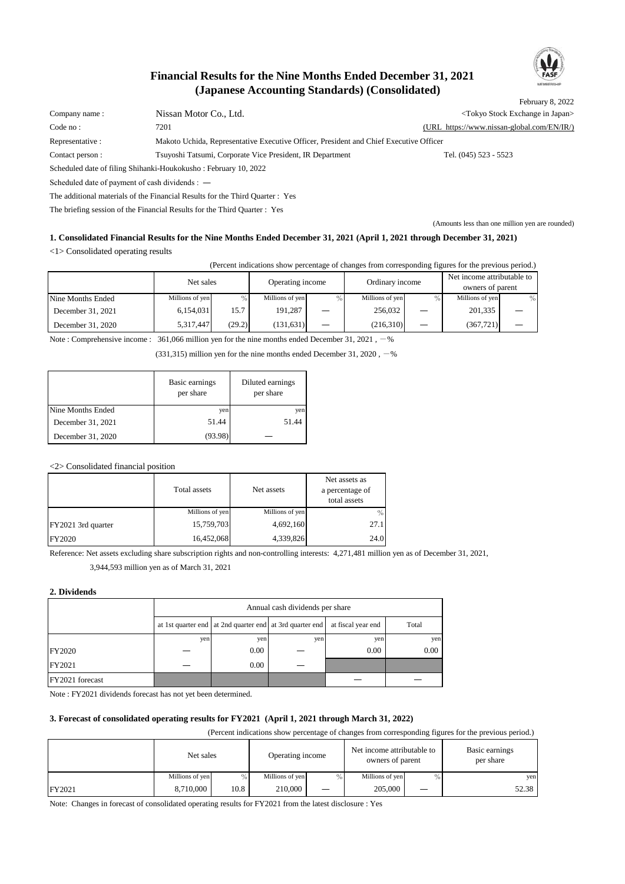# Financial Results for the Nine Months Ended December 31, 2021 (Japanese Accounting Standards) (Consolidated)

February 8, 2022

Company name : Nissan Motor Co., Ltd. <Tokyo Stock Exchange in Japan>

Code no : 7201 (URL https://www.nissan-global.com/EN/IR/)

Representative : Makoto Uchida, Representative Executive Officer, President and Chief Executive Officer

Contact person : Tsuyoshi Tatsumi, Corporate Vice President, IR Department Tel. (045) 523 - 5523

Scheduled date of filing Shihanki-Houkokusho : February 10, 2022

Scheduled date of payment of cash dividends : ―

The additional materials of the Financial Results for the Third Quarter : Yes

The briefing session of the Financial Results for the Third Quarter : Yes

(Amounts less than one million yen are rounded)

### 1. Consolidated Financial Results for the Nine Months Ended December 31, 2021 (April 1, 2021 through December 31, 2021)

<1> Consolidated operating results

(Percent indications show percentage of changes from corresponding figures for the previous period.)

| | Net sales | | Operating income | | Ordinary income | | Net income attributable to owners of parent | |
|---|---|---|---|---|---|---|---|---|
| Nine Months Ended | Millions of yen | % | Millions of yen | % | Millions of yen | % | Millions of yen | % |
| December 31, 2021 | 6,154,031 | 15.7 | 191,287 | ― | 256,032 | ― | 201,335 | ― |
| December 31, 2020 | 5,317,447 | (29.2) | (131,631) | ― | (216,310) | ― | (367,721) | ― |

Note : Comprehensive income : 361,066 million yen for the nine months ended December 31, 2021 , －%

(331,315) million yen for the nine months ended December 31, 2020 , －%

| | Basic earnings per share | Diluted earnings per share |
|---|---|---|
| Nine Months Ended | yen | yen |
| December 31, 2021 | 51.44 | 51.44 |
| December 31, 2020 | (93.98) | ― |

<2> Consolidated financial position

| | Total assets | Net assets | Net assets as a percentage of total assets |
|---|---|---|---|
| | Millions of yen | Millions of yen | % |
| FY2021 3rd quarter | 15,759,703 | 4,692,160 | 27.1 |
| FY2020 | 16,452,068 | 4,339,826 | 24.0 |

Reference: Net assets excluding share subscription rights and non-controlling interests: 4,271,481 million yen as of December 31, 2021,

3,944,593 million yen as of March 31, 2021

### 2. Dividends

| | Annual cash dividends per share | | | | |
|---|---|---|---|---|---|
| | at 1st quarter end | at 2nd quarter end | at 3rd quarter end | at fiscal year end | Total |
| | yen | yen | yen | yen | yen |
| FY2020 | ― | 0.00 | ― | 0.00 | 0.00 |
| FY2021 | ― | 0.00 | ― | | |
| FY2021 forecast | | | | ― | ― |

Note : FY2021 dividends forecast has not yet been determined.

### 3. Forecast of consolidated operating results for FY2021 (April 1, 2021 through March 31, 2022)

(Percent indications show percentage of changes from corresponding figures for the previous period.)

| | Net sales | | Operating income | | Net income attributable to owners of parent | | Basic earnings per share |
|---|---|---|---|---|---|---|---|
| | Millions of yen | % | Millions of yen | % | Millions of yen | % | yen |
| FY2021 | 8,710,000 | 10.8 | 210,000 | ― | 205,000 | ― | 52.38 |

Note: Changes in forecast of consolidated operating results for FY2021 from the latest disclosure : Yes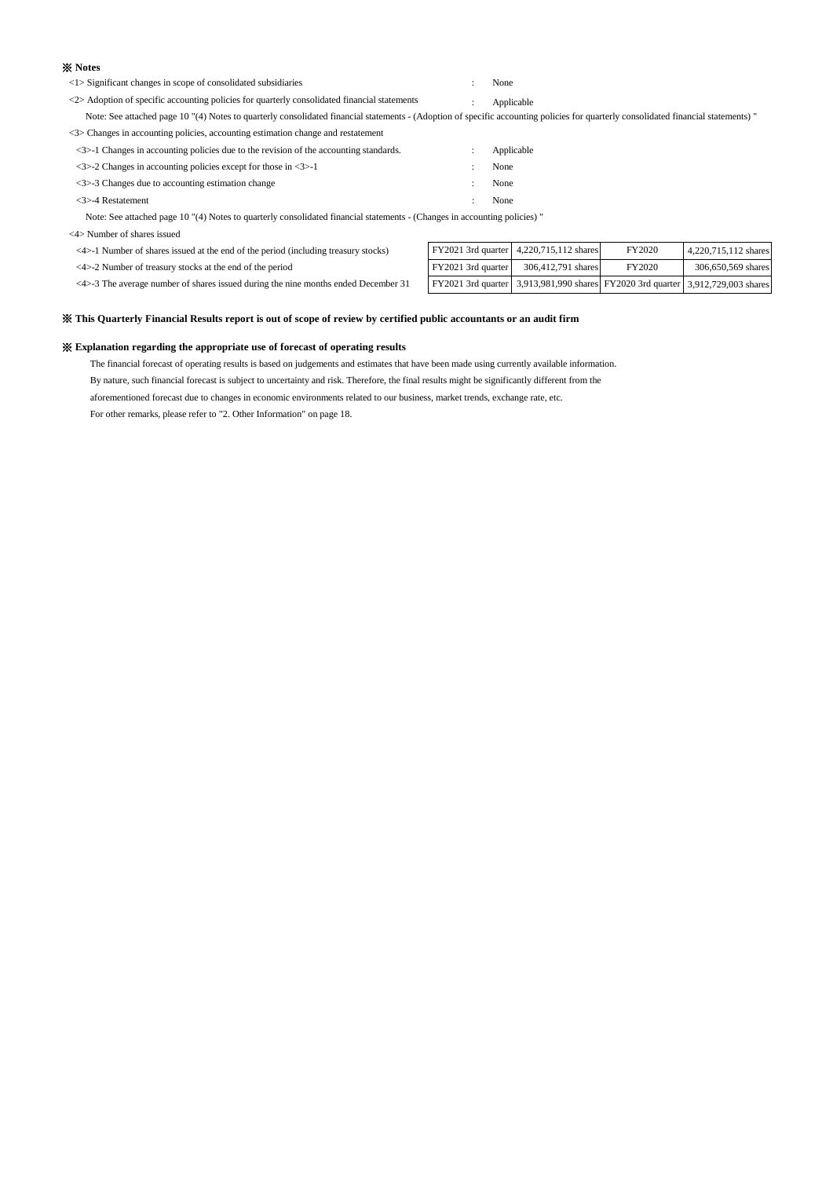## ※ Notes

<1> Significant changes in scope of consolidated subsidiaries : None

<2> Adoption of specific accounting policies for quarterly consolidated financial statements : Applicable

Note: See attached page 10 "(4) Notes to quarterly consolidated financial statements - (Adoption of specific accounting policies for quarterly consolidated financial statements) "

<3> Changes in accounting policies, accounting estimation change and restatement

<3>-1 Changes in accounting policies due to the revision of the accounting standards. : Applicable

<3>-2 Changes in accounting policies except for those in <3>-1 : None

<3>-3 Changes due to accounting estimation change : None

<3>-4 Restatement : None

Note: See attached page 10 "(4) Notes to quarterly consolidated financial statements - (Changes in accounting policies) "

<4> Number of shares issued

| | | | | |
|---|---|---|---|---|
| <4>-1 Number of shares issued at the end of the period (including treasury stocks) | FY2021 3rd quarter | 4,220,715,112 shares | FY2020 | 4,220,715,112 shares |
| <4>-2 Number of treasury stocks at the end of the period | FY2021 3rd quarter | 306,412,791 shares | FY2020 | 306,650,569 shares |
| <4>-3 The average number of shares issued during the nine months ended December 31 | FY2021 3rd quarter | 3,913,981,990 shares | FY2020 3rd quarter | 3,912,729,003 shares |

## ※ This Quarterly Financial Results report is out of scope of review by certified public accountants or an audit firm

## ※ Explanation regarding the appropriate use of forecast of operating results

The financial forecast of operating results is based on judgements and estimates that have been made using currently available information.
By nature, such financial forecast is subject to uncertainty and risk. Therefore, the final results might be significantly different from the aforementioned forecast due to changes in economic environments related to our business, market trends, exchange rate, etc.
For other remarks, please refer to "2. Other Information" on page 18.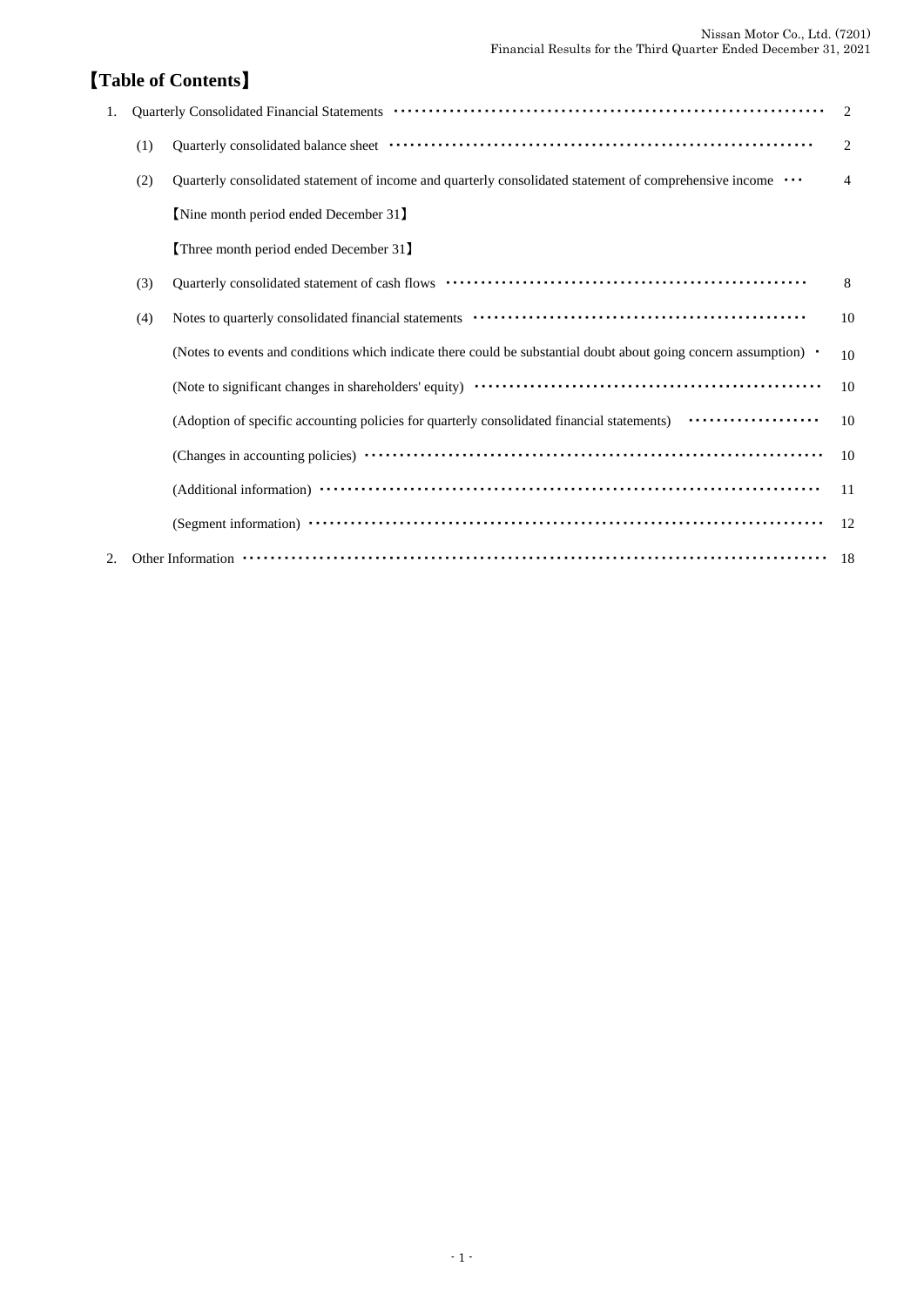# 【Table of Contents】

| | | | |
|---|---|---|---|
| 1. | Quarterly Consolidated Financial Statements | | 2 |
| | (1) | Quarterly consolidated balance sheet | 2 |
| | (2) | Quarterly consolidated statement of income and quarterly consolidated statement of comprehensive income | 4 |
| | | 【Nine month period ended December 31】 | |
| | | 【Three month period ended December 31】 | |
| | (3) | Quarterly consolidated statement of cash flows | 8 |
| | (4) | Notes to quarterly consolidated financial statements | 10 |
| | | (Notes to events and conditions which indicate there could be substantial doubt about going concern assumption) | 10 |
| | | (Note to significant changes in shareholders' equity) | 10 |
| | | (Adoption of specific accounting policies for quarterly consolidated financial statements) | 10 |
| | | (Changes in accounting policies) | 10 |
| | | (Additional information) | 11 |
| | | (Segment information) | 12 |
| 2. | Other Information | | 18 |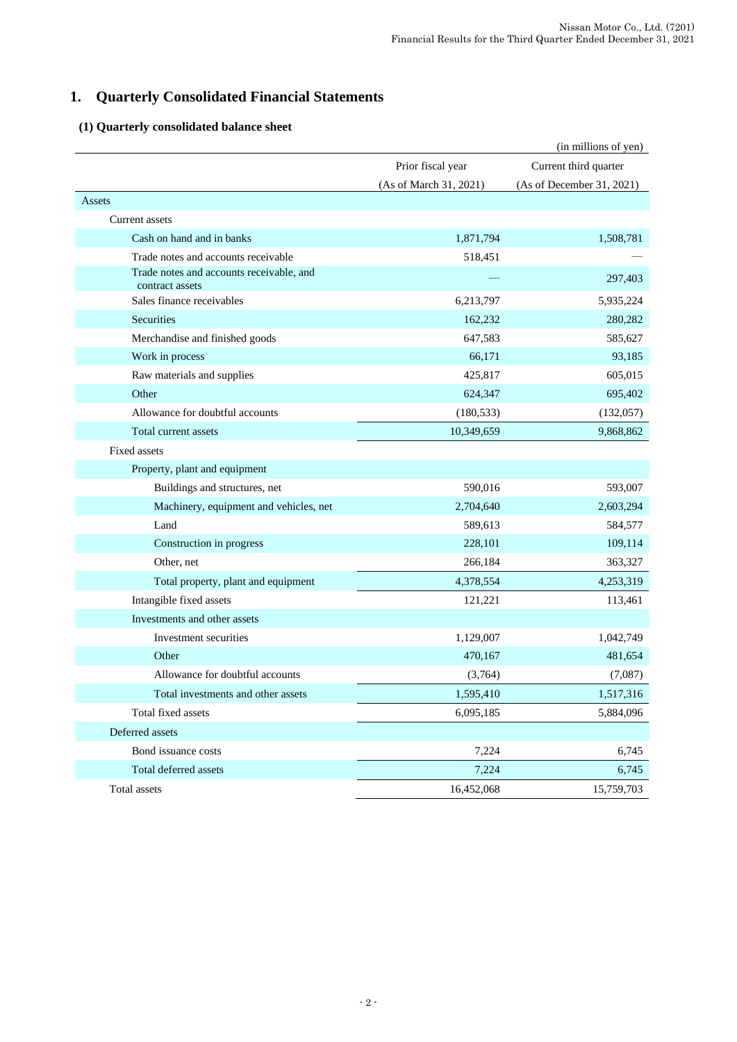# 1. Quarterly Consolidated Financial Statements

## (1) Quarterly consolidated balance sheet

(in millions of yen)

| | Prior fiscal year (As of March 31, 2021) | Current third quarter (As of December 31, 2021) |
|---|---|---|
| Assets | | |
| Current assets | | |
| Cash on hand and in banks | 1,871,794 | 1,508,781 |
| Trade notes and accounts receivable | 518,451 | — |
| Trade notes and accounts receivable, and contract assets | — | 297,403 |
| Sales finance receivables | 6,213,797 | 5,935,224 |
| Securities | 162,232 | 280,282 |
| Merchandise and finished goods | 647,583 | 585,627 |
| Work in process | 66,171 | 93,185 |
| Raw materials and supplies | 425,817 | 605,015 |
| Other | 624,347 | 695,402 |
| Allowance for doubtful accounts | (180,533) | (132,057) |
| Total current assets | 10,349,659 | 9,868,862 |
| Fixed assets | | |
| Property, plant and equipment | | |
| Buildings and structures, net | 590,016 | 593,007 |
| Machinery, equipment and vehicles, net | 2,704,640 | 2,603,294 |
| Land | 589,613 | 584,577 |
| Construction in progress | 228,101 | 109,114 |
| Other, net | 266,184 | 363,327 |
| Total property, plant and equipment | 4,378,554 | 4,253,319 |
| Intangible fixed assets | 121,221 | 113,461 |
| Investments and other assets | | |
| Investment securities | 1,129,007 | 1,042,749 |
| Other | 470,167 | 481,654 |
| Allowance for doubtful accounts | (3,764) | (7,087) |
| Total investments and other assets | 1,595,410 | 1,517,316 |
| Total fixed assets | 6,095,185 | 5,884,096 |
| Deferred assets | | |
| Bond issuance costs | 7,224 | 6,745 |
| Total deferred assets | 7,224 | 6,745 |
| Total assets | 16,452,068 | 15,759,703 |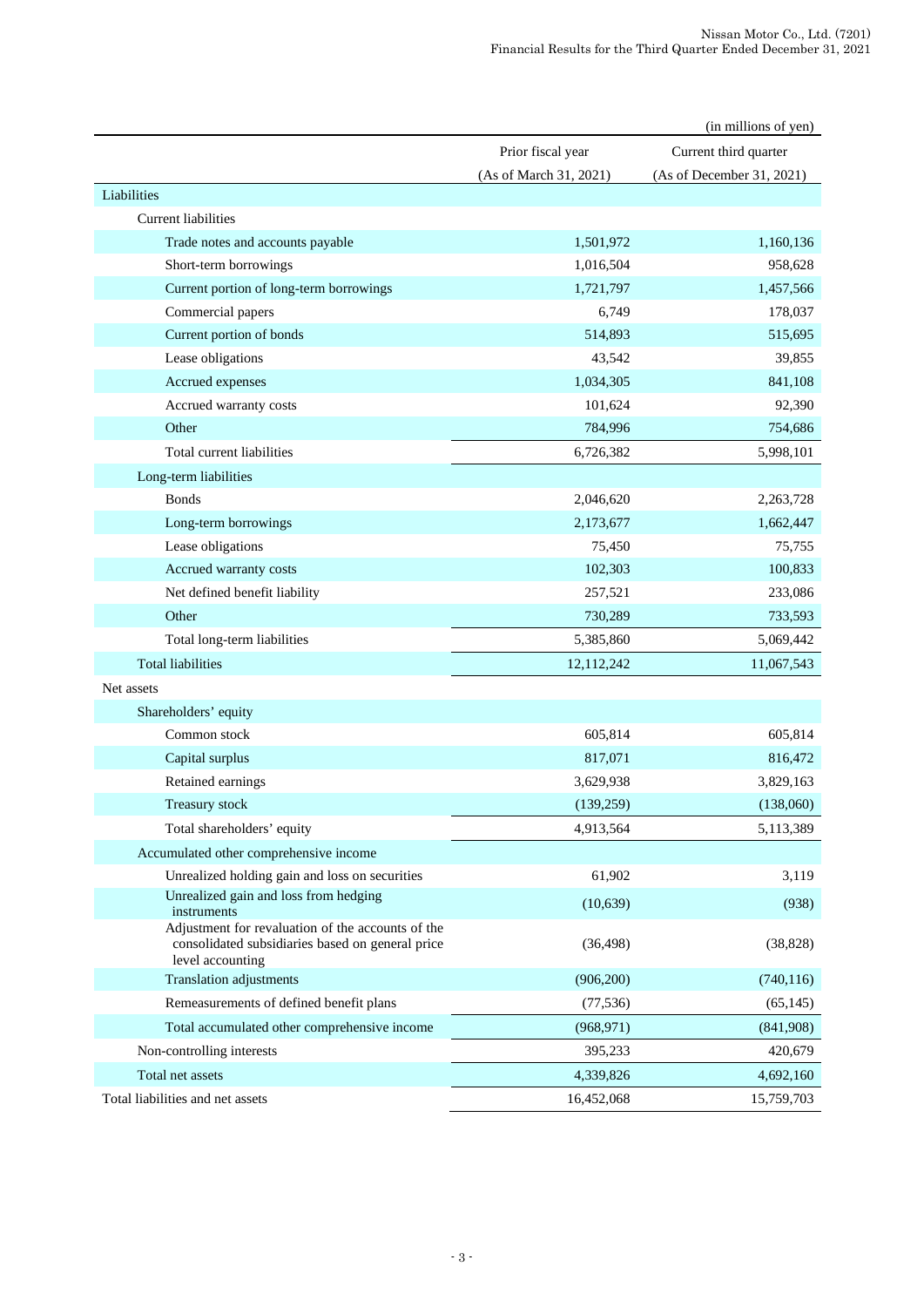(in millions of yen)

| | Prior fiscal year (As of March 31, 2021) | Current third quarter (As of December 31, 2021) |
|---|---|---|
| Liabilities | | |
| Current liabilities | | |
| Trade notes and accounts payable | 1,501,972 | 1,160,136 |
| Short-term borrowings | 1,016,504 | 958,628 |
| Current portion of long-term borrowings | 1,721,797 | 1,457,566 |
| Commercial papers | 6,749 | 178,037 |
| Current portion of bonds | 514,893 | 515,695 |
| Lease obligations | 43,542 | 39,855 |
| Accrued expenses | 1,034,305 | 841,108 |
| Accrued warranty costs | 101,624 | 92,390 |
| Other | 784,996 | 754,686 |
| Total current liabilities | 6,726,382 | 5,998,101 |
| Long-term liabilities | | |
| Bonds | 2,046,620 | 2,263,728 |
| Long-term borrowings | 2,173,677 | 1,662,447 |
| Lease obligations | 75,450 | 75,755 |
| Accrued warranty costs | 102,303 | 100,833 |
| Net defined benefit liability | 257,521 | 233,086 |
| Other | 730,289 | 733,593 |
| Total long-term liabilities | 5,385,860 | 5,069,442 |
| Total liabilities | 12,112,242 | 11,067,543 |
| Net assets | | |
| Shareholders' equity | | |
| Common stock | 605,814 | 605,814 |
| Capital surplus | 817,071 | 816,472 |
| Retained earnings | 3,629,938 | 3,829,163 |
| Treasury stock | (139,259) | (138,060) |
| Total shareholders' equity | 4,913,564 | 5,113,389 |
| Accumulated other comprehensive income | | |
| Unrealized holding gain and loss on securities | 61,902 | 3,119 |
| Unrealized gain and loss from hedging instruments | (10,639) | (938) |
| Adjustment for revaluation of the accounts of the consolidated subsidiaries based on general price level accounting | (36,498) | (38,828) |
| Translation adjustments | (906,200) | (740,116) |
| Remeasurements of defined benefit plans | (77,536) | (65,145) |
| Total accumulated other comprehensive income | (968,971) | (841,908) |
| Non-controlling interests | 395,233 | 420,679 |
| Total net assets | 4,339,826 | 4,692,160 |
| Total liabilities and net assets | 16,452,068 | 15,759,703 |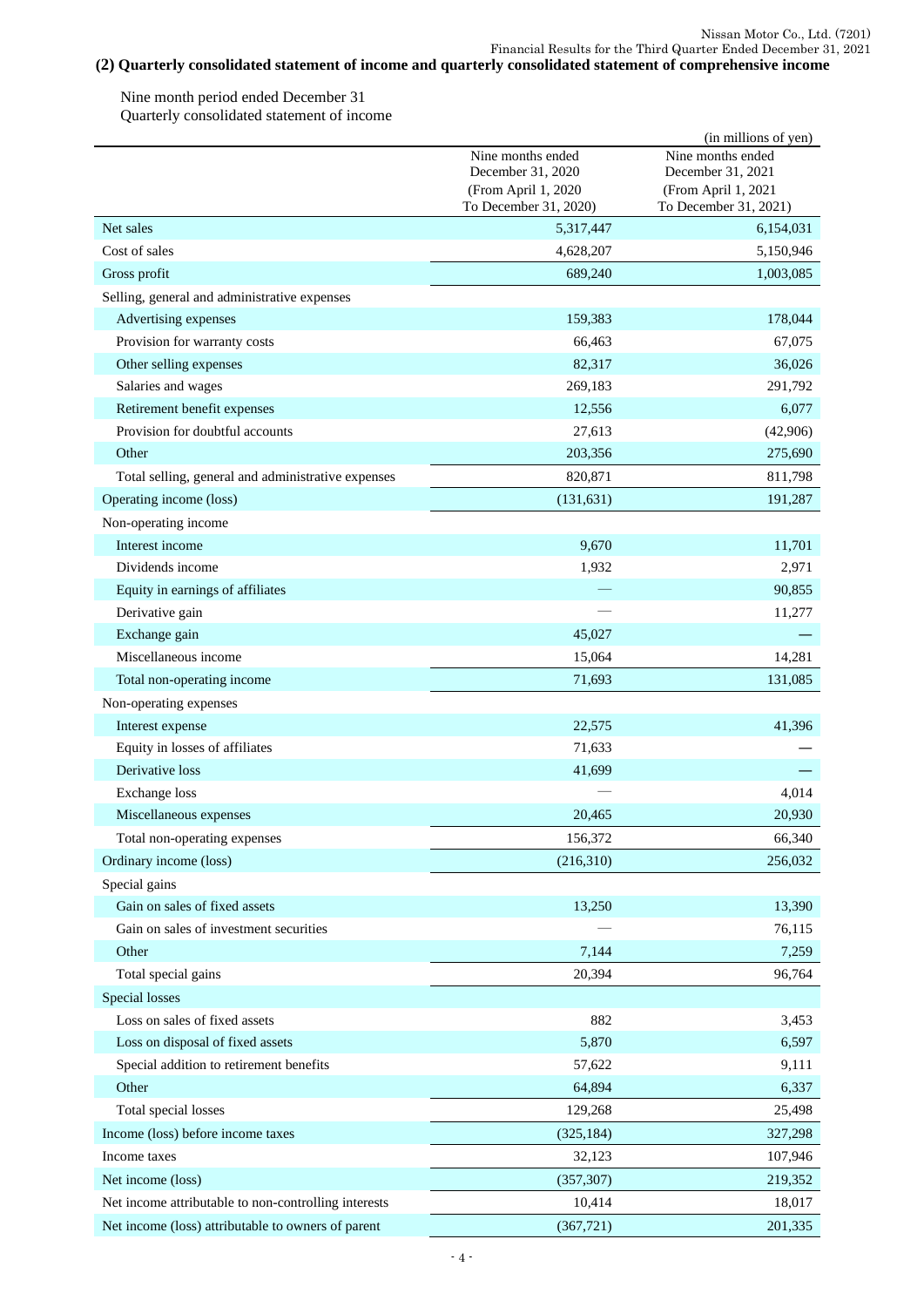## (2) Quarterly consolidated statement of income and quarterly consolidated statement of comprehensive income

Nine month period ended December 31

Quarterly consolidated statement of income

(in millions of yen)

| | Nine months ended December 31, 2020 (From April 1, 2020 To December 31, 2020) | Nine months ended December 31, 2021 (From April 1, 2021 To December 31, 2021) |
|---|---|---|
| Net sales | 5,317,447 | 6,154,031 |
| Cost of sales | 4,628,207 | 5,150,946 |
| Gross profit | 689,240 | 1,003,085 |
| Selling, general and administrative expenses | | |
| Advertising expenses | 159,383 | 178,044 |
| Provision for warranty costs | 66,463 | 67,075 |
| Other selling expenses | 82,317 | 36,026 |
| Salaries and wages | 269,183 | 291,792 |
| Retirement benefit expenses | 12,556 | 6,077 |
| Provision for doubtful accounts | 27,613 | (42,906) |
| Other | 203,356 | 275,690 |
| Total selling, general and administrative expenses | 820,871 | 811,798 |
| Operating income (loss) | (131,631) | 191,287 |
| Non-operating income | | |
| Interest income | 9,670 | 11,701 |
| Dividends income | 1,932 | 2,971 |
| Equity in earnings of affiliates | — | 90,855 |
| Derivative gain | — | 11,277 |
| Exchange gain | 45,027 | — |
| Miscellaneous income | 15,064 | 14,281 |
| Total non-operating income | 71,693 | 131,085 |
| Non-operating expenses | | |
| Interest expense | 22,575 | 41,396 |
| Equity in losses of affiliates | 71,633 | — |
| Derivative loss | 41,699 | — |
| Exchange loss | — | 4,014 |
| Miscellaneous expenses | 20,465 | 20,930 |
| Total non-operating expenses | 156,372 | 66,340 |
| Ordinary income (loss) | (216,310) | 256,032 |
| Special gains | | |
| Gain on sales of fixed assets | 13,250 | 13,390 |
| Gain on sales of investment securities | — | 76,115 |
| Other | 7,144 | 7,259 |
| Total special gains | 20,394 | 96,764 |
| Special losses | | |
| Loss on sales of fixed assets | 882 | 3,453 |
| Loss on disposal of fixed assets | 5,870 | 6,597 |
| Special addition to retirement benefits | 57,622 | 9,111 |
| Other | 64,894 | 6,337 |
| Total special losses | 129,268 | 25,498 |
| Income (loss) before income taxes | (325,184) | 327,298 |
| Income taxes | 32,123 | 107,946 |
| Net income (loss) | (357,307) | 219,352 |
| Net income attributable to non-controlling interests | 10,414 | 18,017 |
| Net income (loss) attributable to owners of parent | (367,721) | 201,335 |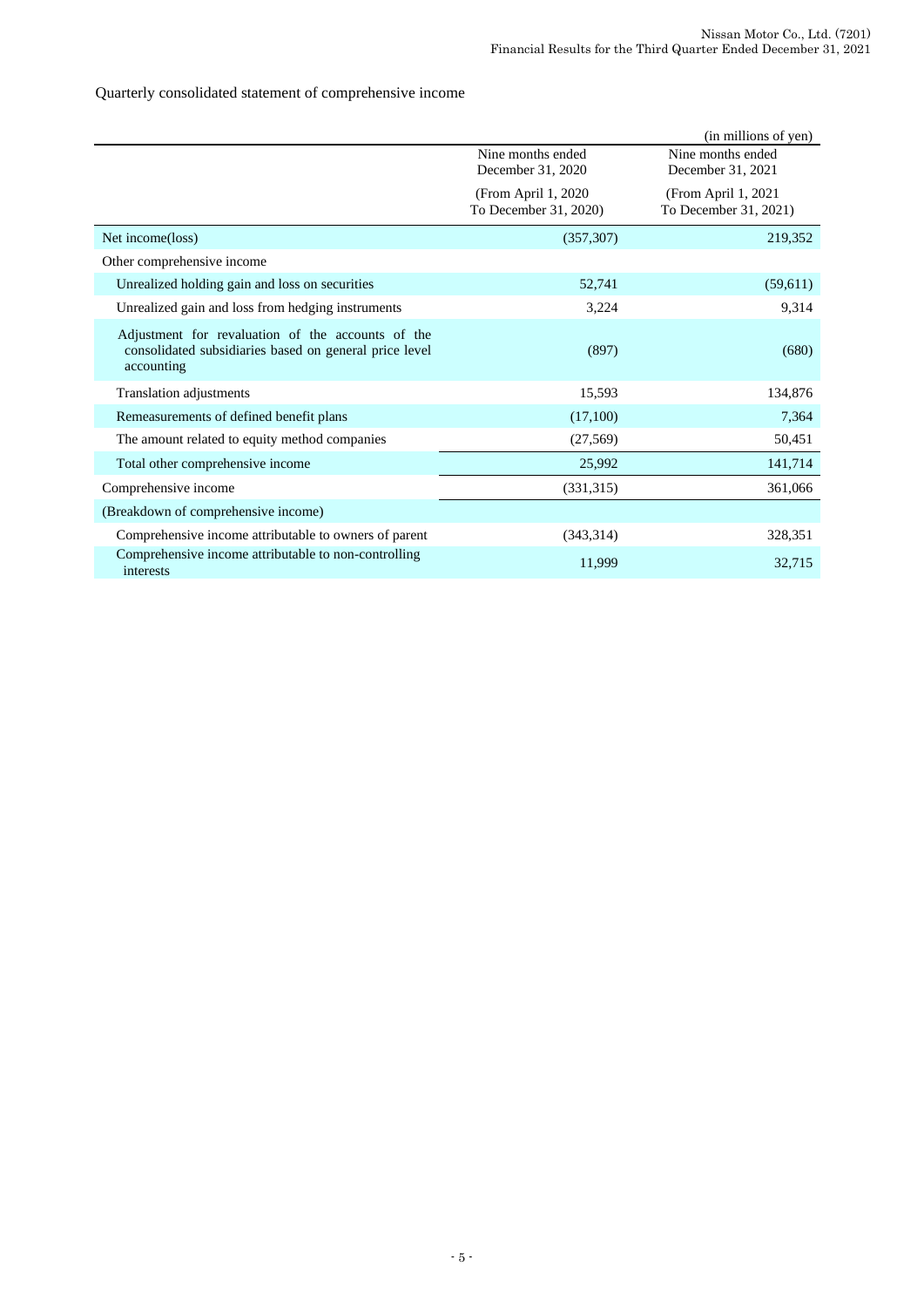Quarterly consolidated statement of comprehensive income

(in millions of yen)

| | Nine months ended December 31, 2020 (From April 1, 2020 To December 31, 2020) | Nine months ended December 31, 2021 (From April 1, 2021 To December 31, 2021) |
|---|---|---|
| Net income(loss) | (357,307) | 219,352 |
| Other comprehensive income | | |
| Unrealized holding gain and loss on securities | 52,741 | (59,611) |
| Unrealized gain and loss from hedging instruments | 3,224 | 9,314 |
| Adjustment for revaluation of the accounts of the consolidated subsidiaries based on general price level accounting | (897) | (680) |
| Translation adjustments | 15,593 | 134,876 |
| Remeasurements of defined benefit plans | (17,100) | 7,364 |
| The amount related to equity method companies | (27,569) | 50,451 |
| Total other comprehensive income | 25,992 | 141,714 |
| Comprehensive income | (331,315) | 361,066 |
| (Breakdown of comprehensive income) | | |
| Comprehensive income attributable to owners of parent | (343,314) | 328,351 |
| Comprehensive income attributable to non-controlling interests | 11,999 | 32,715 |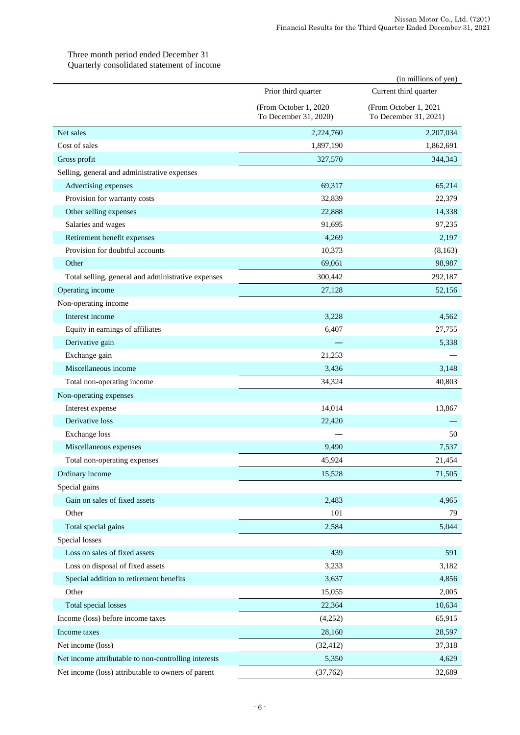Three month period ended December 31

Quarterly consolidated statement of income

(in millions of yen)

| | Prior third quarter (From October 1, 2020 To December 31, 2020) | Current third quarter (From October 1, 2021 To December 31, 2021) |
|---|---|---|
| Net sales | 2,224,760 | 2,207,034 |
| Cost of sales | 1,897,190 | 1,862,691 |
| Gross profit | 327,570 | 344,343 |
| Selling, general and administrative expenses | | |
| Advertising expenses | 69,317 | 65,214 |
| Provision for warranty costs | 32,839 | 22,379 |
| Other selling expenses | 22,888 | 14,338 |
| Salaries and wages | 91,695 | 97,235 |
| Retirement benefit expenses | 4,269 | 2,197 |
| Provision for doubtful accounts | 10,373 | (8,163) |
| Other | 69,061 | 98,987 |
| Total selling, general and administrative expenses | 300,442 | 292,187 |
| Operating income | 27,128 | 52,156 |
| Non-operating income | | |
| Interest income | 3,228 | 4,562 |
| Equity in earnings of affiliates | 6,407 | 27,755 |
| Derivative gain | — | 5,338 |
| Exchange gain | 21,253 | — |
| Miscellaneous income | 3,436 | 3,148 |
| Total non-operating income | 34,324 | 40,803 |
| Non-operating expenses | | |
| Interest expense | 14,014 | 13,867 |
| Derivative loss | 22,420 | — |
| Exchange loss | — | 50 |
| Miscellaneous expenses | 9,490 | 7,537 |
| Total non-operating expenses | 45,924 | 21,454 |
| Ordinary income | 15,528 | 71,505 |
| Special gains | | |
| Gain on sales of fixed assets | 2,483 | 4,965 |
| Other | 101 | 79 |
| Total special gains | 2,584 | 5,044 |
| Special losses | | |
| Loss on sales of fixed assets | 439 | 591 |
| Loss on disposal of fixed assets | 3,233 | 3,182 |
| Special addition to retirement benefits | 3,637 | 4,856 |
| Other | 15,055 | 2,005 |
| Total special losses | 22,364 | 10,634 |
| Income (loss) before income taxes | (4,252) | 65,915 |
| Income taxes | 28,160 | 28,597 |
| Net income (loss) | (32,412) | 37,318 |
| Net income attributable to non-controlling interests | 5,350 | 4,629 |
| Net income (loss) attributable to owners of parent | (37,762) | 32,689 |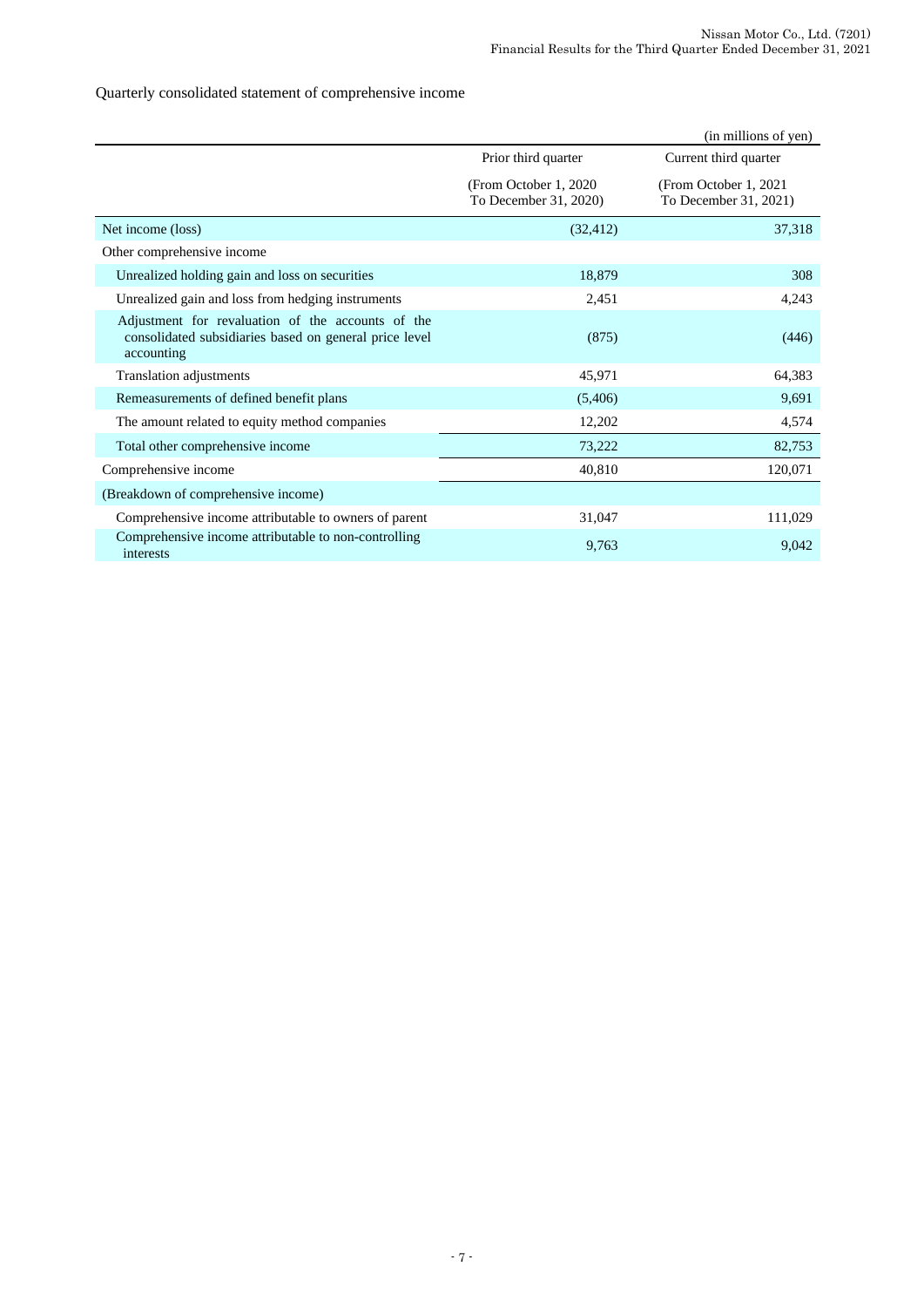Quarterly consolidated statement of comprehensive income

(in millions of yen)

| | Prior third quarter (From October 1, 2020 To December 31, 2020) | Current third quarter (From October 1, 2021 To December 31, 2021) |
|---|---|---|
| Net income (loss) | (32,412) | 37,318 |
| Other comprehensive income | | |
| Unrealized holding gain and loss on securities | 18,879 | 308 |
| Unrealized gain and loss from hedging instruments | 2,451 | 4,243 |
| Adjustment for revaluation of the accounts of the consolidated subsidiaries based on general price level accounting | (875) | (446) |
| Translation adjustments | 45,971 | 64,383 |
| Remeasurements of defined benefit plans | (5,406) | 9,691 |
| The amount related to equity method companies | 12,202 | 4,574 |
| Total other comprehensive income | 73,222 | 82,753 |
| Comprehensive income | 40,810 | 120,071 |
| (Breakdown of comprehensive income) | | |
| Comprehensive income attributable to owners of parent | 31,047 | 111,029 |
| Comprehensive income attributable to non-controlling interests | 9,763 | 9,042 |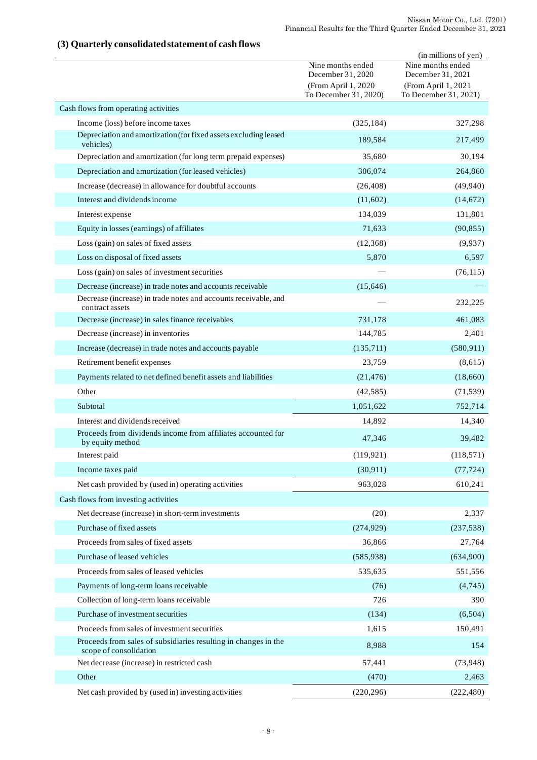### (3) Quarterly consolidated statement of cash flows

(in millions of yen)

| | Nine months ended December 31, 2020 (From April 1, 2020 To December 31, 2020) | Nine months ended December 31, 2021 (From April 1, 2021 To December 31, 2021) |
|---|---|---|
| Cash flows from operating activities | | |
| Income (loss) before income taxes | (325,184) | 327,298 |
| Depreciation and amortization (for fixed assets excluding leased vehicles) | 189,584 | 217,499 |
| Depreciation and amortization (for long term prepaid expenses) | 35,680 | 30,194 |
| Depreciation and amortization (for leased vehicles) | 306,074 | 264,860 |
| Increase (decrease) in allowance for doubtful accounts | (26,408) | (49,940) |
| Interest and dividends income | (11,602) | (14,672) |
| Interest expense | 134,039 | 131,801 |
| Equity in losses (earnings) of affiliates | 71,633 | (90,855) |
| Loss (gain) on sales of fixed assets | (12,368) | (9,937) |
| Loss on disposal of fixed assets | 5,870 | 6,597 |
| Loss (gain) on sales of investment securities | — | (76,115) |
| Decrease (increase) in trade notes and accounts receivable | (15,646) | — |
| Decrease (increase) in trade notes and accounts receivable, and contract assets | — | 232,225 |
| Decrease (increase) in sales finance receivables | 731,178 | 461,083 |
| Decrease (increase) in inventories | 144,785 | 2,401 |
| Increase (decrease) in trade notes and accounts payable | (135,711) | (580,911) |
| Retirement benefit expenses | 23,759 | (8,615) |
| Payments related to net defined benefit assets and liabilities | (21,476) | (18,660) |
| Other | (42,585) | (71,539) |
| Subtotal | 1,051,622 | 752,714 |
| Interest and dividends received | 14,892 | 14,340 |
| Proceeds from dividends income from affiliates accounted for by equity method | 47,346 | 39,482 |
| Interest paid | (119,921) | (118,571) |
| Income taxes paid | (30,911) | (77,724) |
| Net cash provided by (used in) operating activities | 963,028 | 610,241 |
| Cash flows from investing activities | | |
| Net decrease (increase) in short-term investments | (20) | 2,337 |
| Purchase of fixed assets | (274,929) | (237,538) |
| Proceeds from sales of fixed assets | 36,866 | 27,764 |
| Purchase of leased vehicles | (585,938) | (634,900) |
| Proceeds from sales of leased vehicles | 535,635 | 551,556 |
| Payments of long-term loans receivable | (76) | (4,745) |
| Collection of long-term loans receivable | 726 | 390 |
| Purchase of investment securities | (134) | (6,504) |
| Proceeds from sales of investment securities | 1,615 | 150,491 |
| Proceeds from sales of subsidiaries resulting in changes in the scope of consolidation | 8,988 | 154 |
| Net decrease (increase) in restricted cash | 57,441 | (73,948) |
| Other | (470) | 2,463 |
| Net cash provided by (used in) investing activities | (220,296) | (222,480) |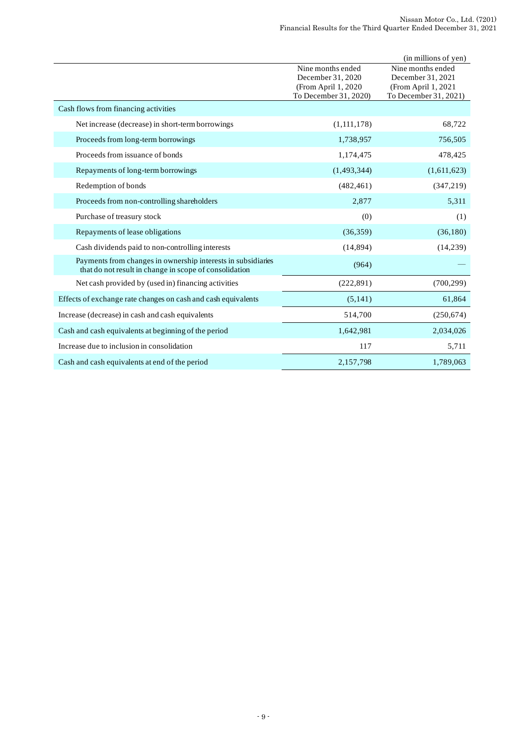(in millions of yen)

| | Nine months ended December 31, 2020 (From April 1, 2020 To December 31, 2020) | Nine months ended December 31, 2021 (From April 1, 2021 To December 31, 2021) |
|---|---|---|
| Cash flows from financing activities | | |
| Net increase (decrease) in short-term borrowings | (1,111,178) | 68,722 |
| Proceeds from long-term borrowings | 1,738,957 | 756,505 |
| Proceeds from issuance of bonds | 1,174,475 | 478,425 |
| Repayments of long-term borrowings | (1,493,344) | (1,611,623) |
| Redemption of bonds | (482,461) | (347,219) |
| Proceeds from non-controlling shareholders | 2,877 | 5,311 |
| Purchase of treasury stock | (0) | (1) |
| Repayments of lease obligations | (36,359) | (36,180) |
| Cash dividends paid to non-controlling interests | (14,894) | (14,239) |
| Payments from changes in ownership interests in subsidiaries that do not result in change in scope of consolidation | (964) | — |
| Net cash provided by (used in) financing activities | (222,891) | (700,299) |
| Effects of exchange rate changes on cash and cash equivalents | (5,141) | 61,864 |
| Increase (decrease) in cash and cash equivalents | 514,700 | (250,674) |
| Cash and cash equivalents at beginning of the period | 1,642,981 | 2,034,026 |
| Increase due to inclusion in consolidation | 117 | 5,711 |
| Cash and cash equivalents at end of the period | 2,157,798 | 1,789,063 |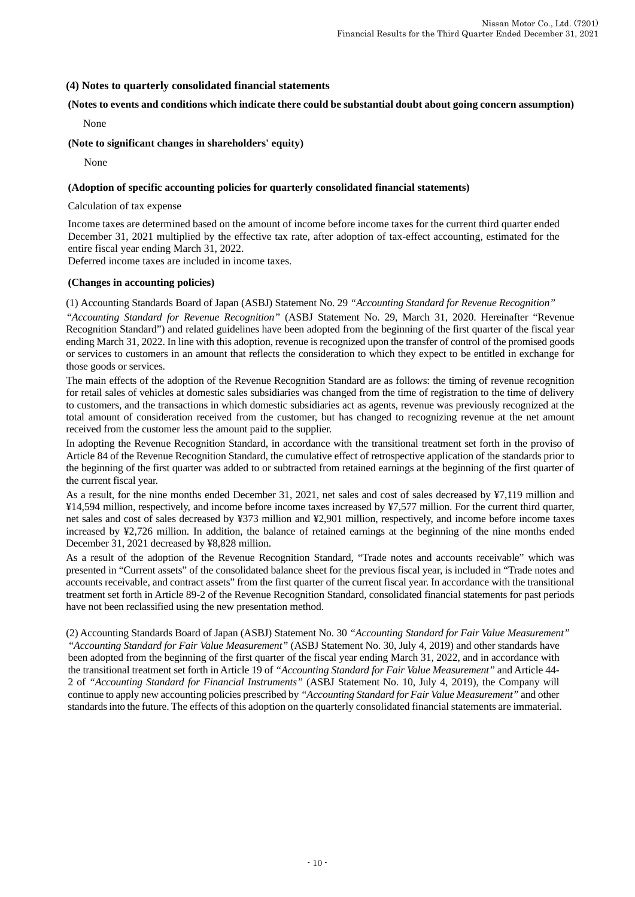### (4) Notes to quarterly consolidated financial statements

**(Notes to events and conditions which indicate there could be substantial doubt about going concern assumption)**

None

**(Note to significant changes in shareholders' equity)**

None

**(Adoption of specific accounting policies for quarterly consolidated financial statements)**

Calculation of tax expense

Income taxes are determined based on the amount of income before income taxes for the current third quarter ended December 31, 2021 multiplied by the effective tax rate, after adoption of tax-effect accounting, estimated for the entire fiscal year ending March 31, 2022.
Deferred income taxes are included in income taxes.

**(Changes in accounting policies)**

(1) Accounting Standards Board of Japan (ASBJ) Statement No. 29 *"Accounting Standard for Revenue Recognition"*

*"Accounting Standard for Revenue Recognition"* (ASBJ Statement No. 29, March 31, 2020. Hereinafter "Revenue Recognition Standard") and related guidelines have been adopted from the beginning of the first quarter of the fiscal year ending March 31, 2022. In line with this adoption, revenue is recognized upon the transfer of control of the promised goods or services to customers in an amount that reflects the consideration to which they expect to be entitled in exchange for those goods or services.

The main effects of the adoption of the Revenue Recognition Standard are as follows: the timing of revenue recognition for retail sales of vehicles at domestic sales subsidiaries was changed from the time of registration to the time of delivery to customers, and the transactions in which domestic subsidiaries act as agents, revenue was previously recognized at the total amount of consideration received from the customer, but has changed to recognizing revenue at the net amount received from the customer less the amount paid to the supplier.

In adopting the Revenue Recognition Standard, in accordance with the transitional treatment set forth in the proviso of Article 84 of the Revenue Recognition Standard, the cumulative effect of retrospective application of the standards prior to the beginning of the first quarter was added to or subtracted from retained earnings at the beginning of the first quarter of the current fiscal year.

As a result, for the nine months ended December 31, 2021, net sales and cost of sales decreased by ¥7,119 million and ¥14,594 million, respectively, and income before income taxes increased by ¥7,577 million. For the current third quarter, net sales and cost of sales decreased by ¥373 million and ¥2,901 million, respectively, and income before income taxes increased by ¥2,726 million. In addition, the balance of retained earnings at the beginning of the nine months ended December 31, 2021 decreased by ¥8,828 million.

As a result of the adoption of the Revenue Recognition Standard, "Trade notes and accounts receivable" which was presented in "Current assets" of the consolidated balance sheet for the previous fiscal year, is included in "Trade notes and accounts receivable, and contract assets" from the first quarter of the current fiscal year. In accordance with the transitional treatment set forth in Article 89-2 of the Revenue Recognition Standard, consolidated financial statements for past periods have not been reclassified using the new presentation method.

(2) Accounting Standards Board of Japan (ASBJ) Statement No. 30 *"Accounting Standard for Fair Value Measurement"*

*"Accounting Standard for Fair Value Measurement"* (ASBJ Statement No. 30, July 4, 2019) and other standards have been adopted from the beginning of the first quarter of the fiscal year ending March 31, 2022, and in accordance with the transitional treatment set forth in Article 19 of *"Accounting Standard for Fair Value Measurement"* and Article 44-2 of *"Accounting Standard for Financial Instruments"* (ASBJ Statement No. 10, July 4, 2019), the Company will continue to apply new accounting policies prescribed by *"Accounting Standard for Fair Value Measurement"* and other standards into the future. The effects of this adoption on the quarterly consolidated financial statements are immaterial.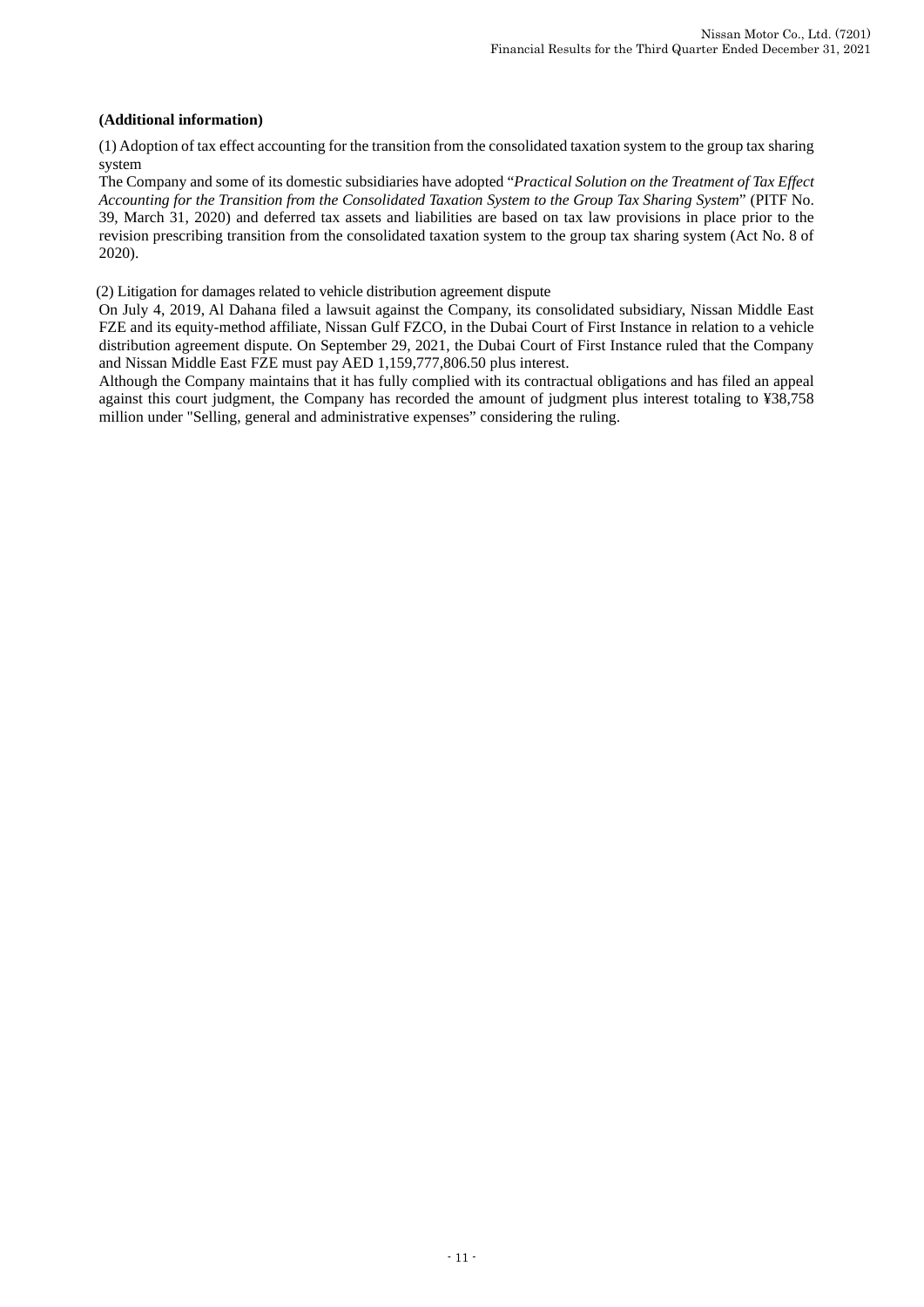**(Additional information)**

(1) Adoption of tax effect accounting for the transition from the consolidated taxation system to the group tax sharing system

The Company and some of its domestic subsidiaries have adopted "*Practical Solution on the Treatment of Tax Effect Accounting for the Transition from the Consolidated Taxation System to the Group Tax Sharing System*" (PITF No. 39, March 31, 2020) and deferred tax assets and liabilities are based on tax law provisions in place prior to the revision prescribing transition from the consolidated taxation system to the group tax sharing system (Act No. 8 of 2020).

(2) Litigation for damages related to vehicle distribution agreement dispute

On July 4, 2019, Al Dahana filed a lawsuit against the Company, its consolidated subsidiary, Nissan Middle East FZE and its equity-method affiliate, Nissan Gulf FZCO, in the Dubai Court of First Instance in relation to a vehicle distribution agreement dispute. On September 29, 2021, the Dubai Court of First Instance ruled that the Company and Nissan Middle East FZE must pay AED 1,159,777,806.50 plus interest.

Although the Company maintains that it has fully complied with its contractual obligations and has filed an appeal against this court judgment, the Company has recorded the amount of judgment plus interest totaling to ¥38,758 million under "Selling, general and administrative expenses" considering the ruling.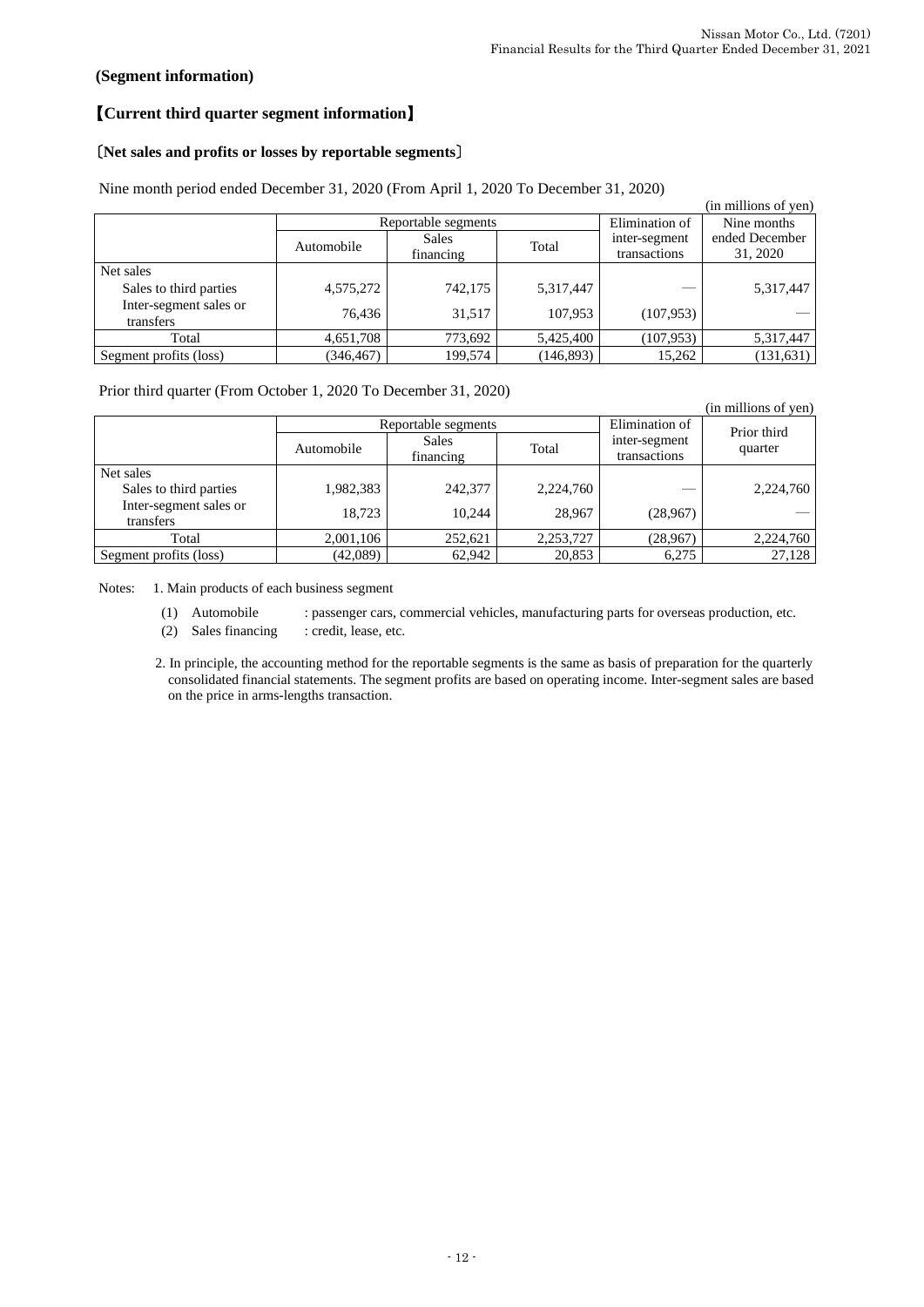### (Segment information)

### 【Current third quarter segment information】

#### 〔Net sales and profits or losses by reportable segments〕

Nine month period ended December 31, 2020 (From April 1, 2020 To December 31, 2020)

(in millions of yen)

| | Reportable segments | | | Elimination of inter-segment transactions | Nine months ended December 31, 2020 |
|---|---|---|---|---|---|
| | Automobile | Sales financing | Total | | |
| Net sales | | | | | |
| Sales to third parties | 4,575,272 | 742,175 | 5,317,447 | — | 5,317,447 |
| Inter-segment sales or transfers | 76,436 | 31,517 | 107,953 | (107,953) | — |
| Total | 4,651,708 | 773,692 | 5,425,400 | (107,953) | 5,317,447 |
| Segment profits (loss) | (346,467) | 199,574 | (146,893) | 15,262 | (131,631) |

Prior third quarter (From October 1, 2020 To December 31, 2020)

(in millions of yen)

| | Reportable segments | | | Elimination of inter-segment transactions | Prior third quarter |
|---|---|---|---|---|---|
| | Automobile | Sales financing | Total | | |
| Net sales | | | | | |
| Sales to third parties | 1,982,383 | 242,377 | 2,224,760 | — | 2,224,760 |
| Inter-segment sales or transfers | 18,723 | 10,244 | 28,967 | (28,967) | — |
| Total | 2,001,106 | 252,621 | 2,253,727 | (28,967) | 2,224,760 |
| Segment profits (loss) | (42,089) | 62,942 | 20,853 | 6,275 | 27,128 |

Notes: 1. Main products of each business segment

(1) Automobile : passenger cars, commercial vehicles, manufacturing parts for overseas production, etc.

(2) Sales financing : credit, lease, etc.

2. In principle, the accounting method for the reportable segments is the same as basis of preparation for the quarterly consolidated financial statements. The segment profits are based on operating income. Inter-segment sales are based on the price in arms-lengths transaction.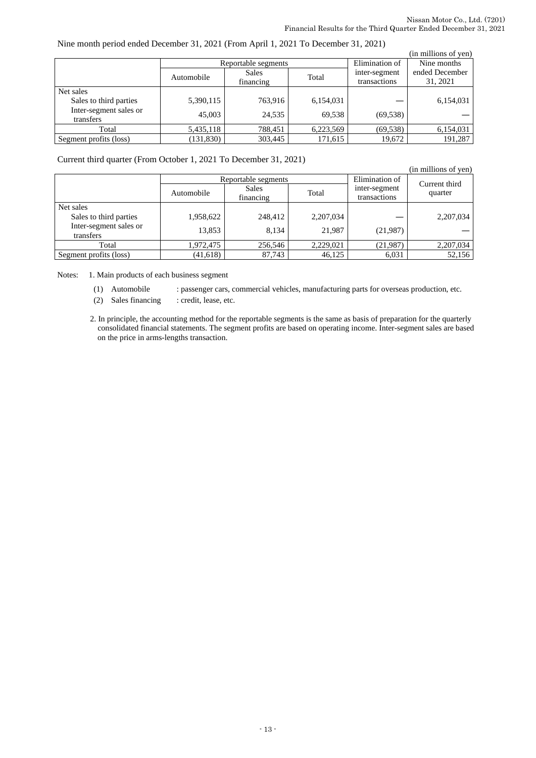Nine month period ended December 31, 2021 (From April 1, 2021 To December 31, 2021)

(in millions of yen)

| | Reportable segments | | | Elimination of inter-segment transactions | Nine months ended December 31, 2021 |
|---|---|---|---|---|---|
| | Automobile | Sales financing | Total | | |
| Net sales | | | | | |
| Sales to third parties | 5,390,115 | 763,916 | 6,154,031 | — | 6,154,031 |
| Inter-segment sales or transfers | 45,003 | 24,535 | 69,538 | (69,538) | — |
| Total | 5,435,118 | 788,451 | 6,223,569 | (69,538) | 6,154,031 |
| Segment profits (loss) | (131,830) | 303,445 | 171,615 | 19,672 | 191,287 |

Current third quarter (From October 1, 2021 To December 31, 2021)

(in millions of yen)

| | Reportable segments | | | Elimination of inter-segment transactions | Current third quarter |
|---|---|---|---|---|---|
| | Automobile | Sales financing | Total | | |
| Net sales | | | | | |
| Sales to third parties | 1,958,622 | 248,412 | 2,207,034 | — | 2,207,034 |
| Inter-segment sales or transfers | 13,853 | 8,134 | 21,987 | (21,987) | — |
| Total | 1,972,475 | 256,546 | 2,229,021 | (21,987) | 2,207,034 |
| Segment profits (loss) | (41,618) | 87,743 | 46,125 | 6,031 | 52,156 |

Notes: 1. Main products of each business segment

(1) Automobile : passenger cars, commercial vehicles, manufacturing parts for overseas production, etc.

(2) Sales financing : credit, lease, etc.

2. In principle, the accounting method for the reportable segments is the same as basis of preparation for the quarterly consolidated financial statements. The segment profits are based on operating income. Inter-segment sales are based on the price in arms-lengths transaction.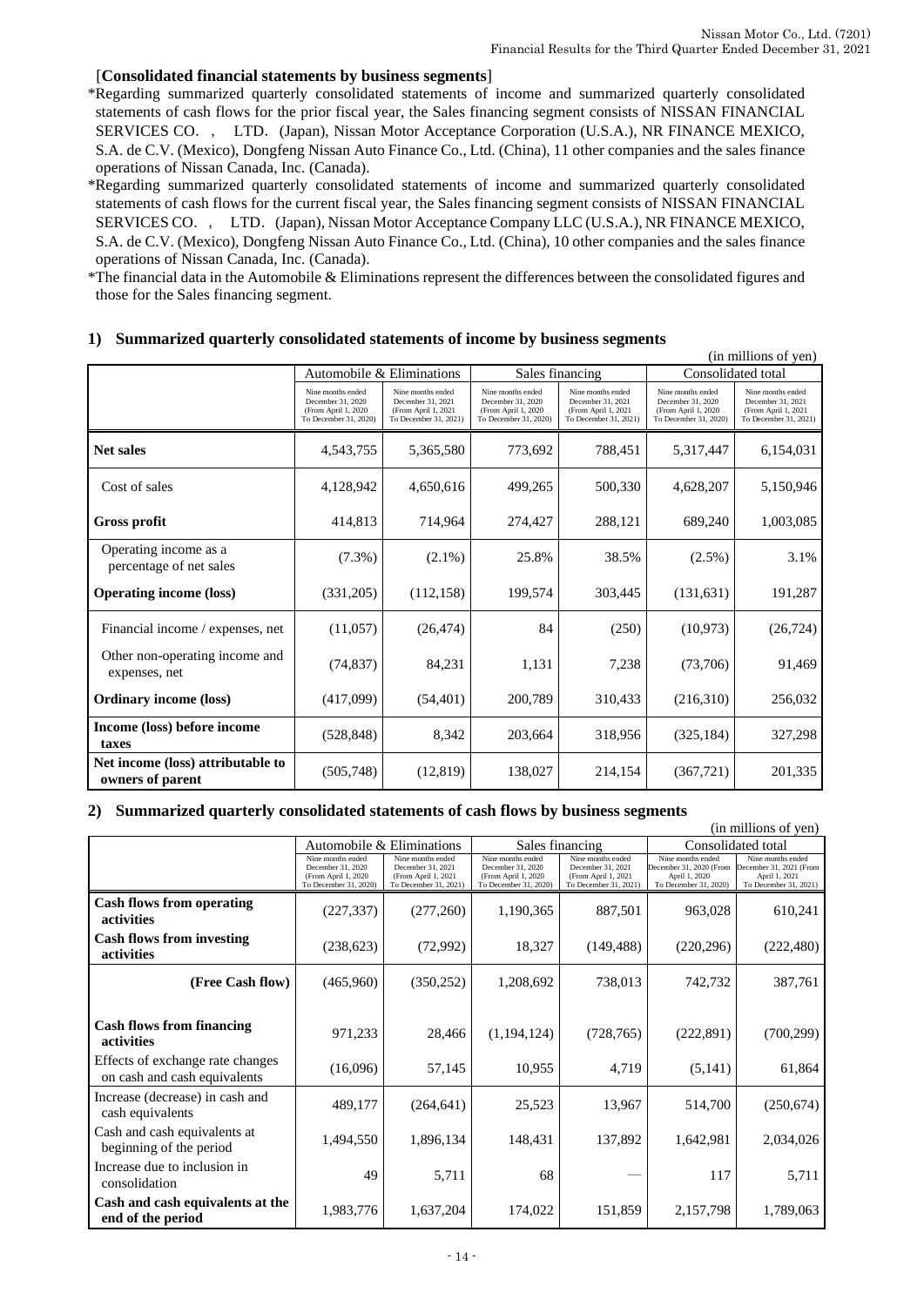[**Consolidated financial statements by business segments**]

*Regarding summarized quarterly consolidated statements of income and summarized quarterly consolidated statements of cash flows for the prior fiscal year, the Sales financing segment consists of NISSAN FINANCIAL SERVICES CO., LTD. (Japan), Nissan Motor Acceptance Corporation (U.S.A.), NR FINANCE MEXICO, S.A. de C.V. (Mexico), Dongfeng Nissan Auto Finance Co., Ltd. (China), 11 other companies and the sales finance operations of Nissan Canada, Inc. (Canada).

*Regarding summarized quarterly consolidated statements of income and summarized quarterly consolidated statements of cash flows for the current fiscal year, the Sales financing segment consists of NISSAN FINANCIAL SERVICES CO., LTD. (Japan), Nissan Motor Acceptance Company LLC (U.S.A.), NR FINANCE MEXICO, S.A. de C.V. (Mexico), Dongfeng Nissan Auto Finance Co., Ltd. (China), 10 other companies and the sales finance operations of Nissan Canada, Inc. (Canada).

*The financial data in the Automobile & Eliminations represent the differences between the consolidated figures and those for the Sales financing segment.

### 1) Summarized quarterly consolidated statements of income by business segments

(in millions of yen)

| | Automobile & Eliminations | | Sales financing | | Consolidated total | |
|---|---|---|---|---|---|---|
| | Nine months ended December 31, 2020 (From April 1, 2020 To December 31, 2020) | Nine months ended December 31, 2021 (From April 1, 2021 To December 31, 2021) | Nine months ended December 31, 2020 (From April 1, 2020 To December 31, 2020) | Nine months ended December 31, 2021 (From April 1, 2021 To December 31, 2021) | Nine months ended December 31, 2020 (From April 1, 2020 To December 31, 2020) | Nine months ended December 31, 2021 (From April 1, 2021 To December 31, 2021) |
| **Net sales** | 4,543,755 | 5,365,580 | 773,692 | 788,451 | 5,317,447 | 6,154,031 |
| Cost of sales | 4,128,942 | 4,650,616 | 499,265 | 500,330 | 4,628,207 | 5,150,946 |
| **Gross profit** | 414,813 | 714,964 | 274,427 | 288,121 | 689,240 | 1,003,085 |
| Operating income as a percentage of net sales | (7.3%) | (2.1%) | 25.8% | 38.5% | (2.5%) | 3.1% |
| **Operating income (loss)** | (331,205) | (112,158) | 199,574 | 303,445 | (131,631) | 191,287 |
| Financial income / expenses, net | (11,057) | (26,474) | 84 | (250) | (10,973) | (26,724) |
| Other non-operating income and expenses, net | (74,837) | 84,231 | 1,131 | 7,238 | (73,706) | 91,469 |
| **Ordinary income (loss)** | (417,099) | (54,401) | 200,789 | 310,433 | (216,310) | 256,032 |
| **Income (loss) before income taxes** | (528,848) | 8,342 | 203,664 | 318,956 | (325,184) | 327,298 |
| **Net income (loss) attributable to owners of parent** | (505,748) | (12,819) | 138,027 | 214,154 | (367,721) | 201,335 |

### 2) Summarized quarterly consolidated statements of cash flows by business segments

(in millions of yen)

| | Automobile & Eliminations | | Sales financing | | Consolidated total | |
|---|---|---|---|---|---|---|
| | Nine months ended December 31, 2020 (From April 1, 2020 To December 31, 2020) | Nine months ended December 31, 2021 (From April 1, 2021 To December 31, 2021) | Nine months ended December 31, 2020 (From April 1, 2020 To December 31, 2020) | Nine months ended December 31, 2021 (From April 1, 2021 To December 31, 2021) | Nine months ended December 31, 2020 (From April 1, 2020 To December 31, 2020) | Nine months ended December 31, 2021 (From April 1, 2021 To December 31, 2021) |
| **Cash flows from operating activities** | (227,337) | (277,260) | 1,190,365 | 887,501 | 963,028 | 610,241 |
| **Cash flows from investing activities** | (238,623) | (72,992) | 18,327 | (149,488) | (220,296) | (222,480) |
| **(Free Cash flow)** | (465,960) | (350,252) | 1,208,692 | 738,013 | 742,732 | 387,761 |
| **Cash flows from financing activities** | 971,233 | 28,466 | (1,194,124) | (728,765) | (222,891) | (700,299) |
| Effects of exchange rate changes on cash and cash equivalents | (16,096) | 57,145 | 10,955 | 4,719 | (5,141) | 61,864 |
| Increase (decrease) in cash and cash equivalents | 489,177 | (264,641) | 25,523 | 13,967 | 514,700 | (250,674) |
| Cash and cash equivalents at beginning of the period | 1,494,550 | 1,896,134 | 148,431 | 137,892 | 1,642,981 | 2,034,026 |
| Increase due to inclusion in consolidation | 49 | 5,711 | 68 | — | 117 | 5,711 |
| **Cash and cash equivalents at the end of the period** | 1,983,776 | 1,637,204 | 174,022 | 151,859 | 2,157,798 | 1,789,063 |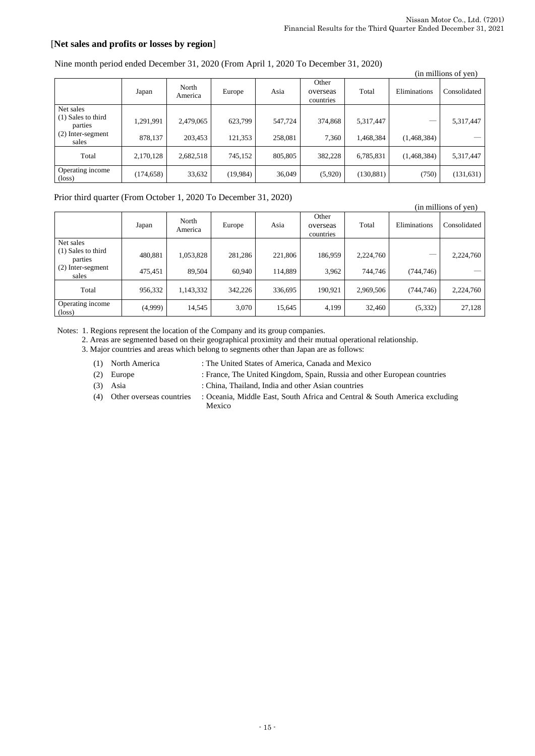[**Net sales and profits or losses by region**]

Nine month period ended December 31, 2020 (From April 1, 2020 To December 31, 2020)

(in millions of yen)

| | Japan | North America | Europe | Asia | Other overseas countries | Total | Eliminations | Consolidated |
|---|---|---|---|---|---|---|---|---|
| Net sales<br>(1) Sales to third parties | 1,291,991 | 2,479,065 | 623,799 | 547,724 | 374,868 | 5,317,447 | — | 5,317,447 |
| (2) Inter-segment sales | 878,137 | 203,453 | 121,353 | 258,081 | 7,360 | 1,468,384 | (1,468,384) | — |
| Total | 2,170,128 | 2,682,518 | 745,152 | 805,805 | 382,228 | 6,785,831 | (1,468,384) | 5,317,447 |
| Operating income (loss) | (174,658) | 33,632 | (19,984) | 36,049 | (5,920) | (130,881) | (750) | (131,631) |

Prior third quarter (From October 1, 2020 To December 31, 2020)

(in millions of yen)

| | Japan | North America | Europe | Asia | Other overseas countries | Total | Eliminations | Consolidated |
|---|---|---|---|---|---|---|---|---|
| Net sales<br>(1) Sales to third parties | 480,881 | 1,053,828 | 281,286 | 221,806 | 186,959 | 2,224,760 | — | 2,224,760 |
| (2) Inter-segment sales | 475,451 | 89,504 | 60,940 | 114,889 | 3,962 | 744,746 | (744,746) | — |
| Total | 956,332 | 1,143,332 | 342,226 | 336,695 | 190,921 | 2,969,506 | (744,746) | 2,224,760 |
| Operating income (loss) | (4,999) | 14,545 | 3,070 | 15,645 | 4,199 | 32,460 | (5,332) | 27,128 |

Notes: 1. Regions represent the location of the Company and its group companies.
2. Areas are segmented based on their geographical proximity and their mutual operational relationship.
3. Major countries and areas which belong to segments other than Japan are as follows:

(1) North America : The United States of America, Canada and Mexico
(2) Europe : France, The United Kingdom, Spain, Russia and other European countries
(3) Asia : China, Thailand, India and other Asian countries
(4) Other overseas countries : Oceania, Middle East, South Africa and Central & South America excluding Mexico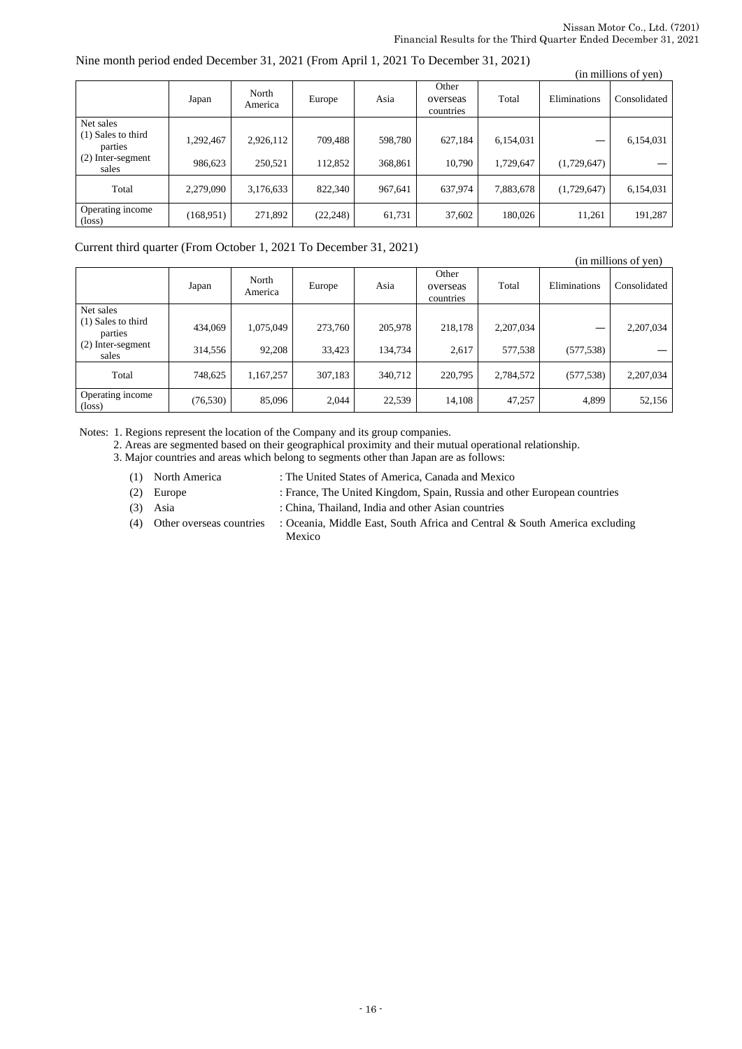Nine month period ended December 31, 2021 (From April 1, 2021 To December 31, 2021)

(in millions of yen)

| | Japan | North America | Europe | Asia | Other overseas countries | Total | Eliminations | Consolidated |
|---|---|---|---|---|---|---|---|---|
| Net sales<br>(1) Sales to third parties | 1,292,467 | 2,926,112 | 709,488 | 598,780 | 627,184 | 6,154,031 | — | 6,154,031 |
| (2) Inter-segment sales | 986,623 | 250,521 | 112,852 | 368,861 | 10,790 | 1,729,647 | (1,729,647) | — |
| Total | 2,279,090 | 3,176,633 | 822,340 | 967,641 | 637,974 | 7,883,678 | (1,729,647) | 6,154,031 |
| Operating income (loss) | (168,951) | 271,892 | (22,248) | 61,731 | 37,602 | 180,026 | 11,261 | 191,287 |

Current third quarter (From October 1, 2021 To December 31, 2021)

(in millions of yen)

| | Japan | North America | Europe | Asia | Other overseas countries | Total | Eliminations | Consolidated |
|---|---|---|---|---|---|---|---|---|
| Net sales<br>(1) Sales to third parties | 434,069 | 1,075,049 | 273,760 | 205,978 | 218,178 | 2,207,034 | — | 2,207,034 |
| (2) Inter-segment sales | 314,556 | 92,208 | 33,423 | 134,734 | 2,617 | 577,538 | (577,538) | — |
| Total | 748,625 | 1,167,257 | 307,183 | 340,712 | 220,795 | 2,784,572 | (577,538) | 2,207,034 |
| Operating income (loss) | (76,530) | 85,096 | 2,044 | 22,539 | 14,108 | 47,257 | 4,899 | 52,156 |

Notes: 1. Regions represent the location of the Company and its group companies.

2. Areas are segmented based on their geographical proximity and their mutual operational relationship.

3. Major countries and areas which belong to segments other than Japan are as follows:

(1) North America : The United States of America, Canada and Mexico

(2) Europe : France, The United Kingdom, Spain, Russia and other European countries

(3) Asia : China, Thailand, India and other Asian countries

(4) Other overseas countries : Oceania, Middle East, South Africa and Central & South America excluding Mexico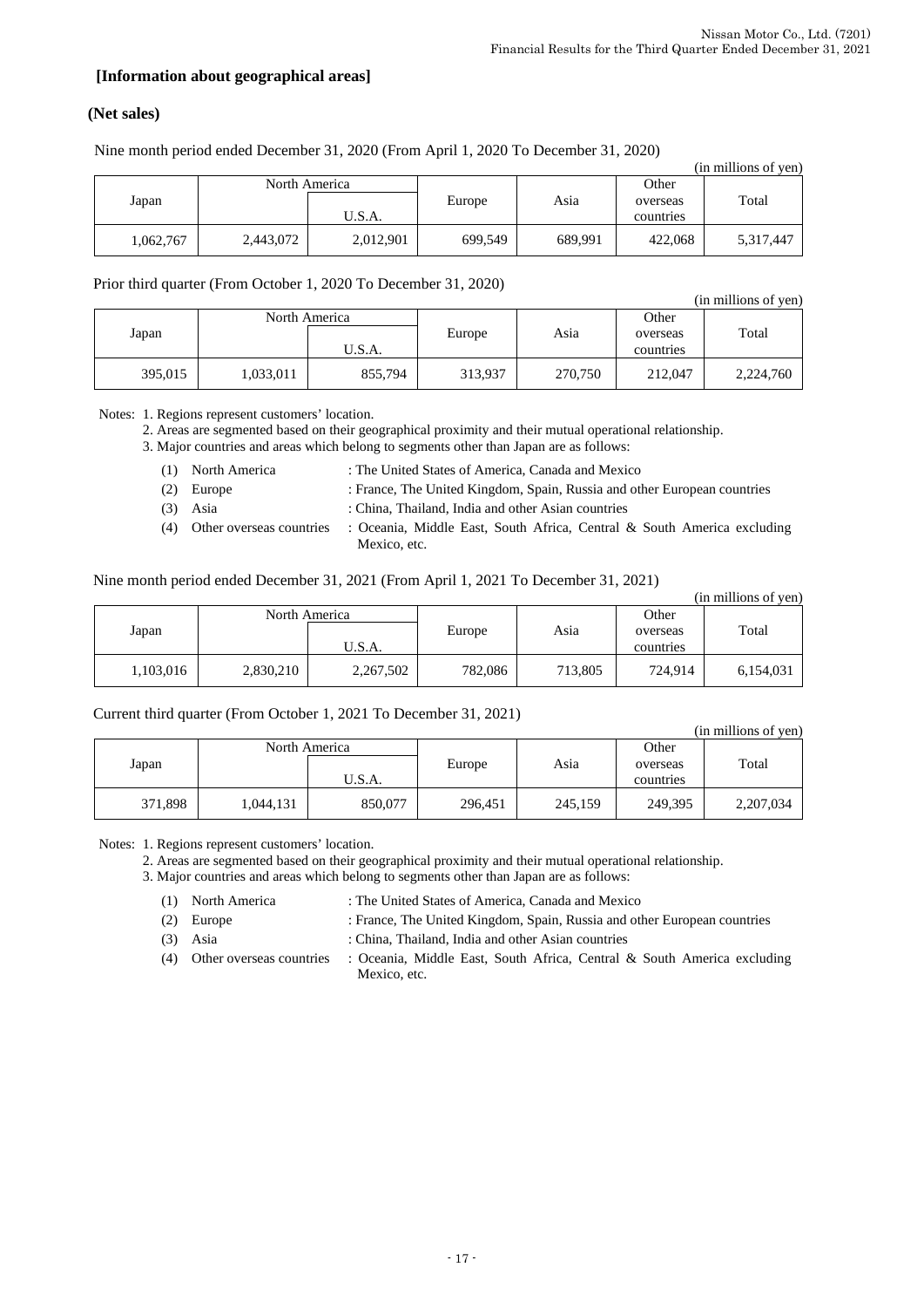### [Information about geographical areas]

#### (Net sales)

Nine month period ended December 31, 2020 (From April 1, 2020 To December 31, 2020)

(in millions of yen)

| Japan | North America | | Europe | Asia | Other overseas countries | Total |
|---|---|---|---|---|---|---|
| | | U.S.A. | | | | |
| 1,062,767 | 2,443,072 | 2,012,901 | 699,549 | 689,991 | 422,068 | 5,317,447 |

Prior third quarter (From October 1, 2020 To December 31, 2020)

(in millions of yen)

| Japan | North America | | Europe | Asia | Other overseas countries | Total |
|---|---|---|---|---|---|---|
| | | U.S.A. | | | | |
| 395,015 | 1,033,011 | 855,794 | 313,937 | 270,750 | 212,047 | 2,224,760 |

Notes: 1. Regions represent customers' location.
2. Areas are segmented based on their geographical proximity and their mutual operational relationship.
3. Major countries and areas which belong to segments other than Japan are as follows:

(1) North America : The United States of America, Canada and Mexico
(2) Europe : France, The United Kingdom, Spain, Russia and other European countries
(3) Asia : China, Thailand, India and other Asian countries
(4) Other overseas countries : Oceania, Middle East, South Africa, Central & South America excluding Mexico, etc.

Nine month period ended December 31, 2021 (From April 1, 2021 To December 31, 2021)

(in millions of yen)

| Japan | North America | | Europe | Asia | Other overseas countries | Total |
|---|---|---|---|---|---|---|
| | | U.S.A. | | | | |
| 1,103,016 | 2,830,210 | 2,267,502 | 782,086 | 713,805 | 724,914 | 6,154,031 |

Current third quarter (From October 1, 2021 To December 31, 2021)

(in millions of yen)

| Japan | North America | | Europe | Asia | Other overseas countries | Total |
|---|---|---|---|---|---|---|
| | | U.S.A. | | | | |
| 371,898 | 1,044,131 | 850,077 | 296,451 | 245,159 | 249,395 | 2,207,034 |

Notes: 1. Regions represent customers' location.
2. Areas are segmented based on their geographical proximity and their mutual operational relationship.
3. Major countries and areas which belong to segments other than Japan are as follows:

(1) North America : The United States of America, Canada and Mexico
(2) Europe : France, The United Kingdom, Spain, Russia and other European countries
(3) Asia : China, Thailand, India and other Asian countries
(4) Other overseas countries : Oceania, Middle East, South Africa, Central & South America excluding Mexico, etc.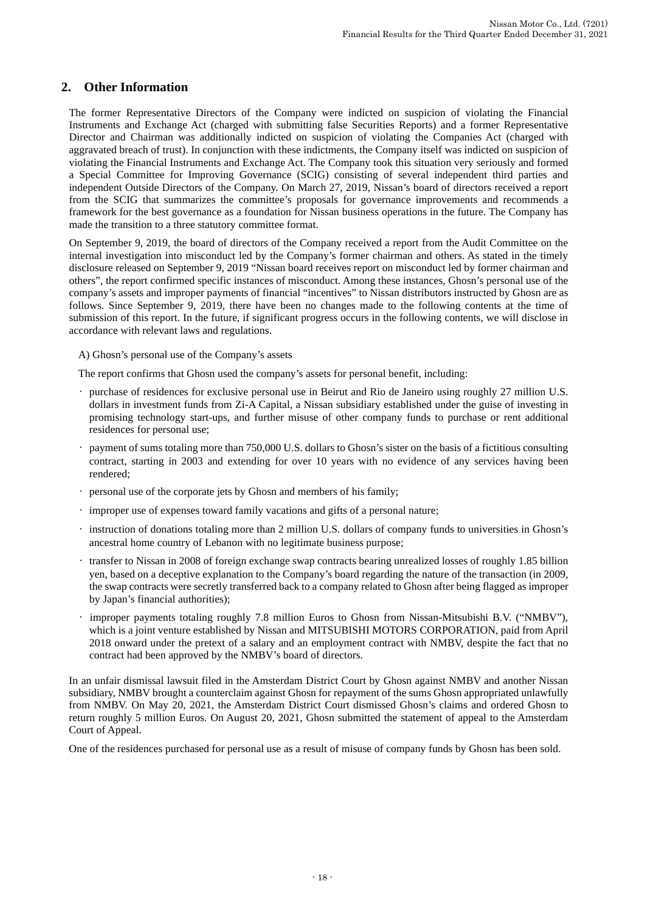## 2. Other Information

The former Representative Directors of the Company were indicted on suspicion of violating the Financial Instruments and Exchange Act (charged with submitting false Securities Reports) and a former Representative Director and Chairman was additionally indicted on suspicion of violating the Companies Act (charged with aggravated breach of trust). In conjunction with these indictments, the Company itself was indicted on suspicion of violating the Financial Instruments and Exchange Act. The Company took this situation very seriously and formed a Special Committee for Improving Governance (SCIG) consisting of several independent third parties and independent Outside Directors of the Company. On March 27, 2019, Nissan's board of directors received a report from the SCIG that summarizes the committee's proposals for governance improvements and recommends a framework for the best governance as a foundation for Nissan business operations in the future. The Company has made the transition to a three statutory committee format.

On September 9, 2019, the board of directors of the Company received a report from the Audit Committee on the internal investigation into misconduct led by the Company's former chairman and others. As stated in the timely disclosure released on September 9, 2019 "Nissan board receives report on misconduct led by former chairman and others", the report confirmed specific instances of misconduct. Among these instances, Ghosn's personal use of the company's assets and improper payments of financial "incentives" to Nissan distributors instructed by Ghosn are as follows. Since September 9, 2019, there have been no changes made to the following contents at the time of submission of this report. In the future, if significant progress occurs in the following contents, we will disclose in accordance with relevant laws and regulations.

A) Ghosn's personal use of the Company's assets

The report confirms that Ghosn used the company's assets for personal benefit, including:

- purchase of residences for exclusive personal use in Beirut and Rio de Janeiro using roughly 27 million U.S. dollars in investment funds from Zi-A Capital, a Nissan subsidiary established under the guise of investing in promising technology start-ups, and further misuse of other company funds to purchase or rent additional residences for personal use;
- payment of sums totaling more than 750,000 U.S. dollars to Ghosn's sister on the basis of a fictitious consulting contract, starting in 2003 and extending for over 10 years with no evidence of any services having been rendered;
- personal use of the corporate jets by Ghosn and members of his family;
- improper use of expenses toward family vacations and gifts of a personal nature;
- instruction of donations totaling more than 2 million U.S. dollars of company funds to universities in Ghosn's ancestral home country of Lebanon with no legitimate business purpose;
- transfer to Nissan in 2008 of foreign exchange swap contracts bearing unrealized losses of roughly 1.85 billion yen, based on a deceptive explanation to the Company's board regarding the nature of the transaction (in 2009, the swap contracts were secretly transferred back to a company related to Ghosn after being flagged as improper by Japan's financial authorities);
- improper payments totaling roughly 7.8 million Euros to Ghosn from Nissan-Mitsubishi B.V. ("NMBV"), which is a joint venture established by Nissan and MITSUBISHI MOTORS CORPORATION, paid from April 2018 onward under the pretext of a salary and an employment contract with NMBV, despite the fact that no contract had been approved by the NMBV's board of directors.

In an unfair dismissal lawsuit filed in the Amsterdam District Court by Ghosn against NMBV and another Nissan subsidiary, NMBV brought a counterclaim against Ghosn for repayment of the sums Ghosn appropriated unlawfully from NMBV. On May 20, 2021, the Amsterdam District Court dismissed Ghosn's claims and ordered Ghosn to return roughly 5 million Euros. On August 20, 2021, Ghosn submitted the statement of appeal to the Amsterdam Court of Appeal.

One of the residences purchased for personal use as a result of misuse of company funds by Ghosn has been sold.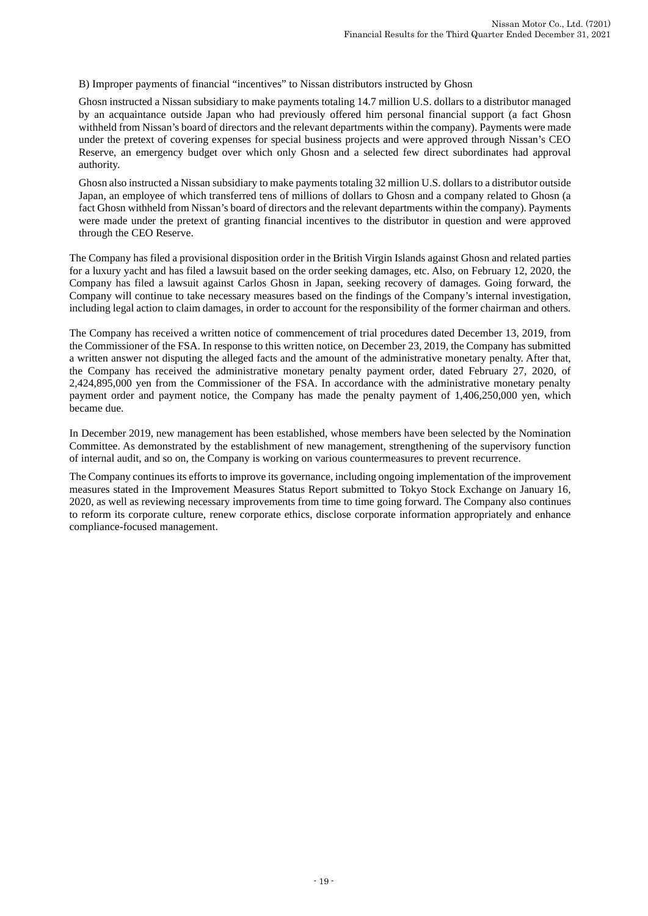B) Improper payments of financial "incentives" to Nissan distributors instructed by Ghosn

Ghosn instructed a Nissan subsidiary to make payments totaling 14.7 million U.S. dollars to a distributor managed by an acquaintance outside Japan who had previously offered him personal financial support (a fact Ghosn withheld from Nissan's board of directors and the relevant departments within the company). Payments were made under the pretext of covering expenses for special business projects and were approved through Nissan's CEO Reserve, an emergency budget over which only Ghosn and a selected few direct subordinates had approval authority.

Ghosn also instructed a Nissan subsidiary to make payments totaling 32 million U.S. dollars to a distributor outside Japan, an employee of which transferred tens of millions of dollars to Ghosn and a company related to Ghosn (a fact Ghosn withheld from Nissan's board of directors and the relevant departments within the company). Payments were made under the pretext of granting financial incentives to the distributor in question and were approved through the CEO Reserve.

The Company has filed a provisional disposition order in the British Virgin Islands against Ghosn and related parties for a luxury yacht and has filed a lawsuit based on the order seeking damages, etc. Also, on February 12, 2020, the Company has filed a lawsuit against Carlos Ghosn in Japan, seeking recovery of damages. Going forward, the Company will continue to take necessary measures based on the findings of the Company's internal investigation, including legal action to claim damages, in order to account for the responsibility of the former chairman and others.

The Company has received a written notice of commencement of trial procedures dated December 13, 2019, from the Commissioner of the FSA. In response to this written notice, on December 23, 2019, the Company has submitted a written answer not disputing the alleged facts and the amount of the administrative monetary penalty. After that, the Company has received the administrative monetary penalty payment order, dated February 27, 2020, of 2,424,895,000 yen from the Commissioner of the FSA. In accordance with the administrative monetary penalty payment order and payment notice, the Company has made the penalty payment of 1,406,250,000 yen, which became due.

In December 2019, new management has been established, whose members have been selected by the Nomination Committee. As demonstrated by the establishment of new management, strengthening of the supervisory function of internal audit, and so on, the Company is working on various countermeasures to prevent recurrence.

The Company continues its efforts to improve its governance, including ongoing implementation of the improvement measures stated in the Improvement Measures Status Report submitted to Tokyo Stock Exchange on January 16, 2020, as well as reviewing necessary improvements from time to time going forward. The Company also continues to reform its corporate culture, renew corporate ethics, disclose corporate information appropriately and enhance compliance-focused management.